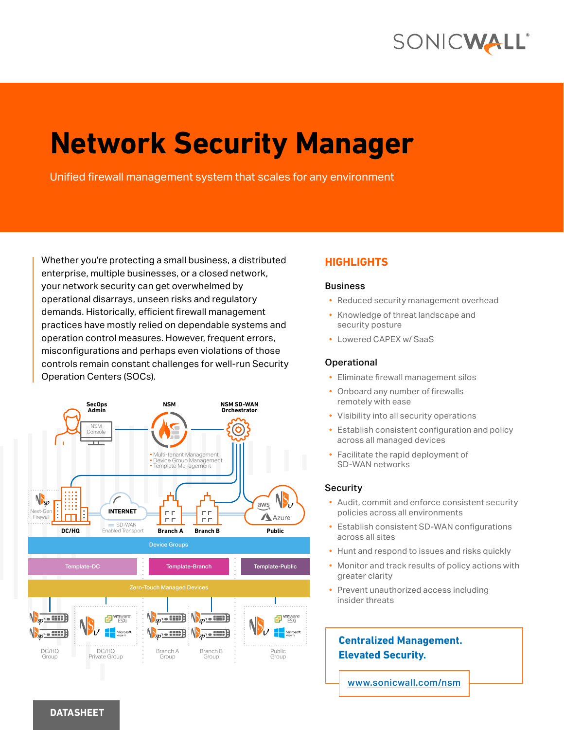# Network Security Manager

Unified firewall management system that scales for any environment

Whether you're protecting a small business, a distributed enterprise, multiple businesses, or a closed network, your network security can get overwhelmed by operational disarrays, unseen risks and regulatory demands. Historically, efficient firewall management practices have mostly relied on dependable systems and operation control measures. However, frequent errors, misconfigurations and perhaps even violations of those controls remain constant challenges for well-run Security Operation Centers (SOCs).

SecOps Admin | NSM Console | NSM | NSM SD-WAN Orchestrator

- Multi-tenant Management
- Device Group Management
- Template Management

Next-Gen Firewall | DC/HQ | INTERNET | SD-WAN Enabled Transport | Branch A | Branch B | Public (aws, Azure)

Device Groups

Template-DC | Template-Branch | Template-Public

Zero-Touch Managed Devices

DC/HQ Group | DC/HQ Private Group | Branch A Group | Branch B Group | Public Group

## HIGHLIGHTS

### Business

- Reduced security management overhead
- Knowledge of threat landscape and security posture
- Lowered CAPEX w/ SaaS

### Operational

- Eliminate firewall management silos
- Onboard any number of firewalls remotely with ease
- Visibility into all security operations
- Establish consistent configuration and policy across all managed devices
- Facilitate the rapid deployment of SD-WAN networks

### Security

- Audit, commit and enforce consistent security policies across all environments
- Establish consistent SD-WAN configurations across all sites
- Hunt and respond to issues and risks quickly
- Monitor and track results of policy actions with greater clarity
- Prevent unauthorized access including insider threats

**Centralized Management. Elevated Security.**

www.sonicwall.com/nsm

DATASHEET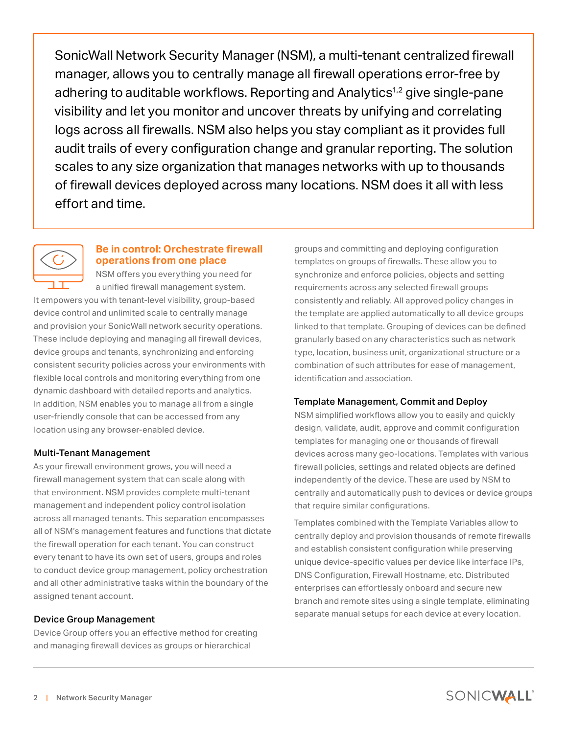SonicWall Network Security Manager (NSM), a multi-tenant centralized firewall manager, allows you to centrally manage all firewall operations error-free by adhering to auditable workflows. Reporting and Analytics[1,2] give single-pane visibility and let you monitor and uncover threats by unifying and correlating logs across all firewalls. NSM also helps you stay compliant as it provides full audit trails of every configuration change and granular reporting. The solution scales to any size organization that manages networks with up to thousands of firewall devices deployed across many locations. NSM does it all with less effort and time.

## Be in control: Orchestrate firewall operations from one place

NSM offers you everything you need for a unified firewall management system. It empowers you with tenant-level visibility, group-based device control and unlimited scale to centrally manage and provision your SonicWall network security operations. These include deploying and managing all firewall devices, device groups and tenants, synchronizing and enforcing consistent security policies across your environments with flexible local controls and monitoring everything from one dynamic dashboard with detailed reports and analytics. In addition, NSM enables you to manage all from a single user-friendly console that can be accessed from any location using any browser-enabled device.

### Multi-Tenant Management

As your firewall environment grows, you will need a firewall management system that can scale along with that environment. NSM provides complete multi-tenant management and independent policy control isolation across all managed tenants. This separation encompasses all of NSM's management features and functions that dictate the firewall operation for each tenant. You can construct every tenant to have its own set of users, groups and roles to conduct device group management, policy orchestration and all other administrative tasks within the boundary of the assigned tenant account.

### Device Group Management

Device Group offers you an effective method for creating and managing firewall devices as groups or hierarchical groups and committing and deploying configuration templates on groups of firewalls. These allow you to synchronize and enforce policies, objects and setting requirements across any selected firewall groups consistently and reliably. All approved policy changes in the template are applied automatically to all device groups linked to that template. Grouping of devices can be defined granularly based on any characteristics such as network type, location, business unit, organizational structure or a combination of such attributes for ease of management, identification and association.

### Template Management, Commit and Deploy

NSM simplified workflows allow you to easily and quickly design, validate, audit, approve and commit configuration templates for managing one or thousands of firewall devices across many geo-locations. Templates with various firewall policies, settings and related objects are defined independently of the device. These are used by NSM to centrally and automatically push to devices or device groups that require similar configurations.

Templates combined with the Template Variables allow to centrally deploy and provision thousands of remote firewalls and establish consistent configuration while preserving unique device-specific values per device like interface IPs, DNS Configuration, Firewall Hostname, etc. Distributed enterprises can effortlessly onboard and secure new branch and remote sites using a single template, eliminating separate manual setups for each device at every location.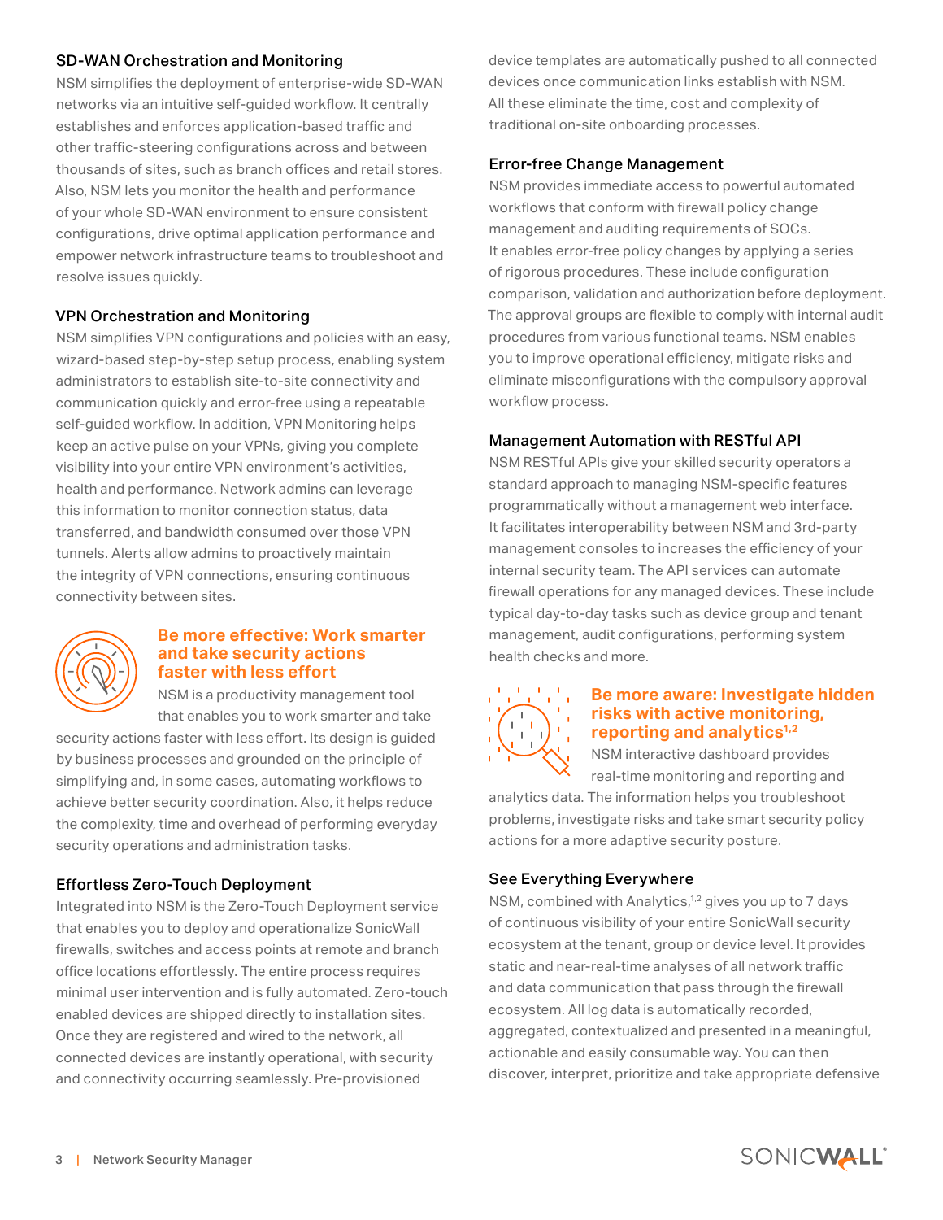### SD-WAN Orchestration and Monitoring

NSM simplifies the deployment of enterprise-wide SD-WAN networks via an intuitive self-guided workflow. It centrally establishes and enforces application-based traffic and other traffic-steering configurations across and between thousands of sites, such as branch offices and retail stores. Also, NSM lets you monitor the health and performance of your whole SD-WAN environment to ensure consistent configurations, drive optimal application performance and empower network infrastructure teams to troubleshoot and resolve issues quickly.

### VPN Orchestration and Monitoring

NSM simplifies VPN configurations and policies with an easy, wizard-based step-by-step setup process, enabling system administrators to establish site-to-site connectivity and communication quickly and error-free using a repeatable self-guided workflow. In addition, VPN Monitoring helps keep an active pulse on your VPNs, giving you complete visibility into your entire VPN environment's activities, health and performance. Network admins can leverage this information to monitor connection status, data transferred, and bandwidth consumed over those VPN tunnels. Alerts allow admins to proactively maintain the integrity of VPN connections, ensuring continuous connectivity between sites.

## Be more effective: Work smarter and take security actions faster with less effort

NSM is a productivity management tool that enables you to work smarter and take security actions faster with less effort. Its design is guided by business processes and grounded on the principle of simplifying and, in some cases, automating workflows to achieve better security coordination. Also, it helps reduce the complexity, time and overhead of performing everyday security operations and administration tasks.

### Effortless Zero-Touch Deployment

Integrated into NSM is the Zero-Touch Deployment service that enables you to deploy and operationalize SonicWall firewalls, switches and access points at remote and branch office locations effortlessly. The entire process requires minimal user intervention and is fully automated. Zero-touch enabled devices are shipped directly to installation sites. Once they are registered and wired to the network, all connected devices are instantly operational, with security and connectivity occurring seamlessly. Pre-provisioned device templates are automatically pushed to all connected devices once communication links establish with NSM. All these eliminate the time, cost and complexity of traditional on-site onboarding processes.

### Error-free Change Management

NSM provides immediate access to powerful automated workflows that conform with firewall policy change management and auditing requirements of SOCs. It enables error-free policy changes by applying a series of rigorous procedures. These include configuration comparison, validation and authorization before deployment. The approval groups are flexible to comply with internal audit procedures from various functional teams. NSM enables you to improve operational efficiency, mitigate risks and eliminate misconfigurations with the compulsory approval workflow process.

### Management Automation with RESTful API

NSM RESTful APIs give your skilled security operators a standard approach to managing NSM-specific features programmatically without a management web interface. It facilitates interoperability between NSM and 3rd-party management consoles to increases the efficiency of your internal security team. The API services can automate firewall operations for any managed devices. These include typical day-to-day tasks such as device group and tenant management, audit configurations, performing system health checks and more.

## Be more aware: Investigate hidden risks with active monitoring, reporting and analytics[1,2]

NSM interactive dashboard provides real-time monitoring and reporting and analytics data. The information helps you troubleshoot problems, investigate risks and take smart security policy actions for a more adaptive security posture.

### See Everything Everywhere

NSM, combined with Analytics,[1,2] gives you up to 7 days of continuous visibility of your entire SonicWall security ecosystem at the tenant, group or device level. It provides static and near-real-time analyses of all network traffic and data communication that pass through the firewall ecosystem. All log data is automatically recorded, aggregated, contextualized and presented in a meaningful, actionable and easily consumable way. You can then discover, interpret, prioritize and take appropriate defensive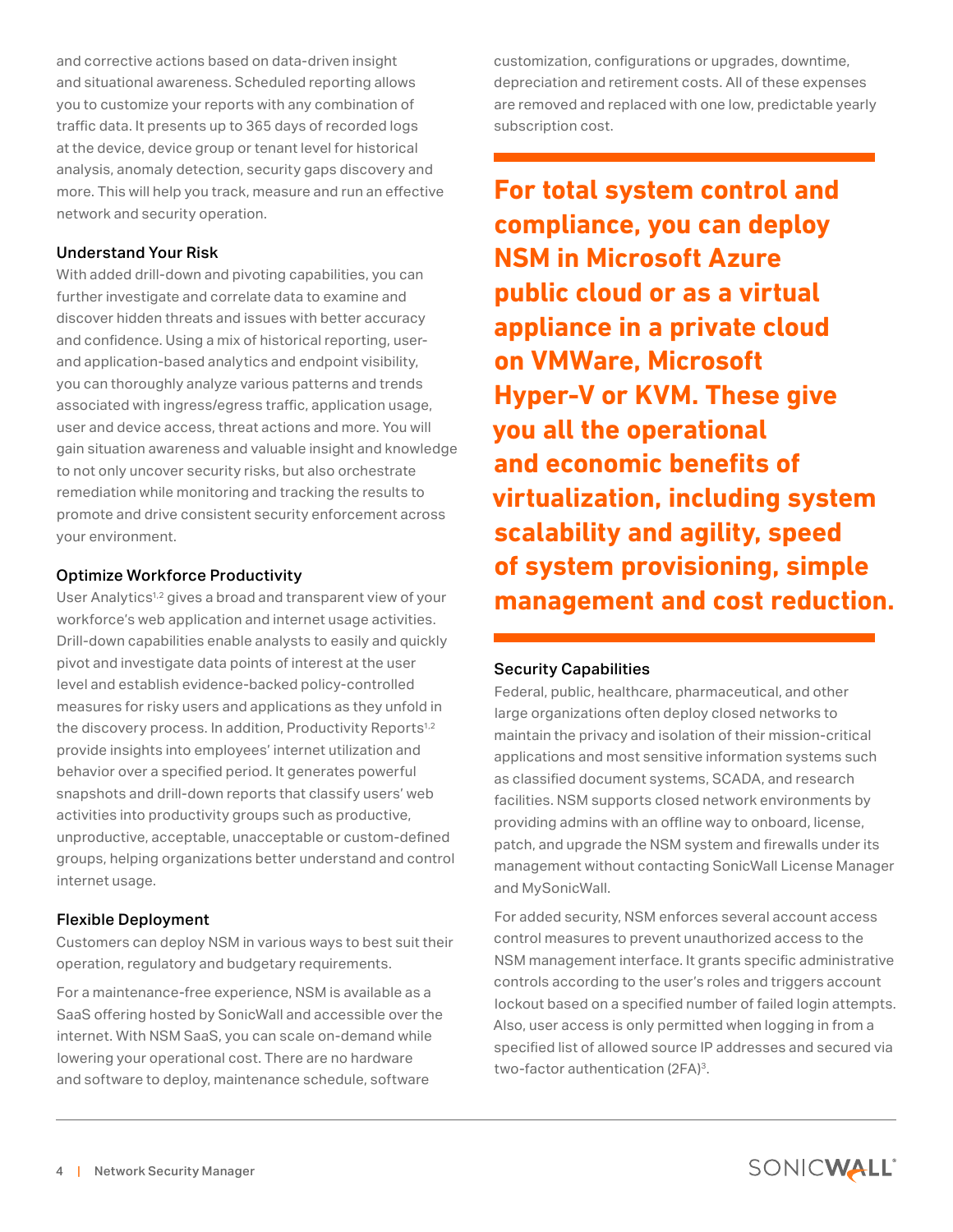and corrective actions based on data-driven insight and situational awareness. Scheduled reporting allows you to customize your reports with any combination of traffic data. It presents up to 365 days of recorded logs at the device, device group or tenant level for historical analysis, anomaly detection, security gaps discovery and more. This will help you track, measure and run an effective network and security operation.

### Understand Your Risk

With added drill-down and pivoting capabilities, you can further investigate and correlate data to examine and discover hidden threats and issues with better accuracy and confidence. Using a mix of historical reporting, user- and application-based analytics and endpoint visibility, you can thoroughly analyze various patterns and trends associated with ingress/egress traffic, application usage, user and device access, threat actions and more. You will gain situation awareness and valuable insight and knowledge to not only uncover security risks, but also orchestrate remediation while monitoring and tracking the results to promote and drive consistent security enforcement across your environment.

### Optimize Workforce Productivity

User Analytics[1,2] gives a broad and transparent view of your workforce's web application and internet usage activities. Drill-down capabilities enable analysts to easily and quickly pivot and investigate data points of interest at the user level and establish evidence-backed policy-controlled measures for risky users and applications as they unfold in the discovery process. In addition, Productivity Reports[1,2] provide insights into employees' internet utilization and behavior over a specified period. It generates powerful snapshots and drill-down reports that classify users' web activities into productivity groups such as productive, unproductive, acceptable, unacceptable or custom-defined groups, helping organizations better understand and control internet usage.

### Flexible Deployment

Customers can deploy NSM in various ways to best suit their operation, regulatory and budgetary requirements.

For a maintenance-free experience, NSM is available as a SaaS offering hosted by SonicWall and accessible over the internet. With NSM SaaS, you can scale on-demand while lowering your operational cost. There are no hardware and software to deploy, maintenance schedule, software customization, configurations or upgrades, downtime, depreciation and retirement costs. All of these expenses are removed and replaced with one low, predictable yearly subscription cost.

**For total system control and compliance, you can deploy NSM in Microsoft Azure public cloud or as a virtual appliance in a private cloud on VMWare, Microsoft Hyper-V or KVM. These give you all the operational and economic benefits of virtualization, including system scalability and agility, speed of system provisioning, simple management and cost reduction.**

### Security Capabilities

Federal, public, healthcare, pharmaceutical, and other large organizations often deploy closed networks to maintain the privacy and isolation of their mission-critical applications and most sensitive information systems such as classified document systems, SCADA, and research facilities. NSM supports closed network environments by providing admins with an offline way to onboard, license, patch, and upgrade the NSM system and firewalls under its management without contacting SonicWall License Manager and MySonicWall.

For added security, NSM enforces several account access control measures to prevent unauthorized access to the NSM management interface. It grants specific administrative controls according to the user's roles and triggers account lockout based on a specified number of failed login attempts. Also, user access is only permitted when logging in from a specified list of allowed source IP addresses and secured via two-factor authentication (2FA)[3].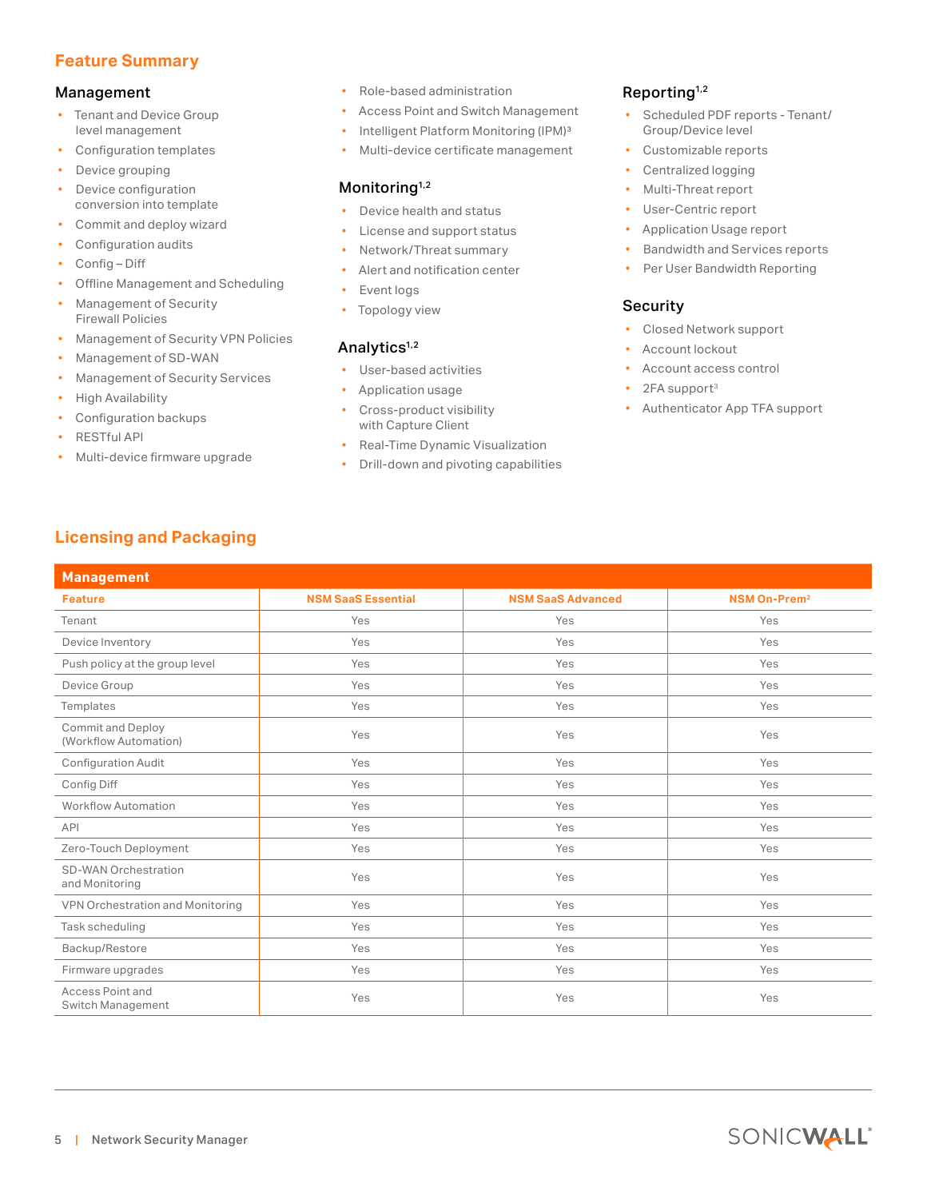## Feature Summary

### Management

- Tenant and Device Group level management
- Configuration templates
- Device grouping
- Device configuration conversion into template
- Commit and deploy wizard
- Configuration audits
- Config – Diff
- Offline Management and Scheduling
- Management of Security Firewall Policies
- Management of Security VPN Policies
- Management of SD-WAN
- Management of Security Services
- High Availability
- Configuration backups
- RESTful API
- Multi-device firmware upgrade
- Role-based administration
- Access Point and Switch Management
- Intelligent Platform Monitoring (IPM)[3]
- Multi-device certificate management

### Monitoring[1,2]

- Device health and status
- License and support status
- Network/Threat summary
- Alert and notification center
- Event logs
- Topology view

### Analytics[1,2]

- User-based activities
- Application usage
- Cross-product visibility with Capture Client
- Real-Time Dynamic Visualization
- Drill-down and pivoting capabilities

### Reporting[1,2]

- Scheduled PDF reports - Tenant/Group/Device level
- Customizable reports
- Centralized logging
- Multi-Threat report
- User-Centric report
- Application Usage report
- Bandwidth and Services reports
- Per User Bandwidth Reporting

### Security

- Closed Network support
- Account lockout
- Account access control
- 2FA support[3]
- Authenticator App TFA support

## Licensing and Packaging

| Management | | | |
|---|---|---|---|
| **Feature** | **NSM SaaS Essential** | **NSM SaaS Advanced** | **NSM On-Prem[2]** |
| Tenant | Yes | Yes | Yes |
| Device Inventory | Yes | Yes | Yes |
| Push policy at the group level | Yes | Yes | Yes |
| Device Group | Yes | Yes | Yes |
| Templates | Yes | Yes | Yes |
| Commit and Deploy (Workflow Automation) | Yes | Yes | Yes |
| Configuration Audit | Yes | Yes | Yes |
| Config Diff | Yes | Yes | Yes |
| Workflow Automation | Yes | Yes | Yes |
| API | Yes | Yes | Yes |
| Zero-Touch Deployment | Yes | Yes | Yes |
| SD-WAN Orchestration and Monitoring | Yes | Yes | Yes |
| VPN Orchestration and Monitoring | Yes | Yes | Yes |
| Task scheduling | Yes | Yes | Yes |
| Backup/Restore | Yes | Yes | Yes |
| Firmware upgrades | Yes | Yes | Yes |
| Access Point and Switch Management | Yes | Yes | Yes |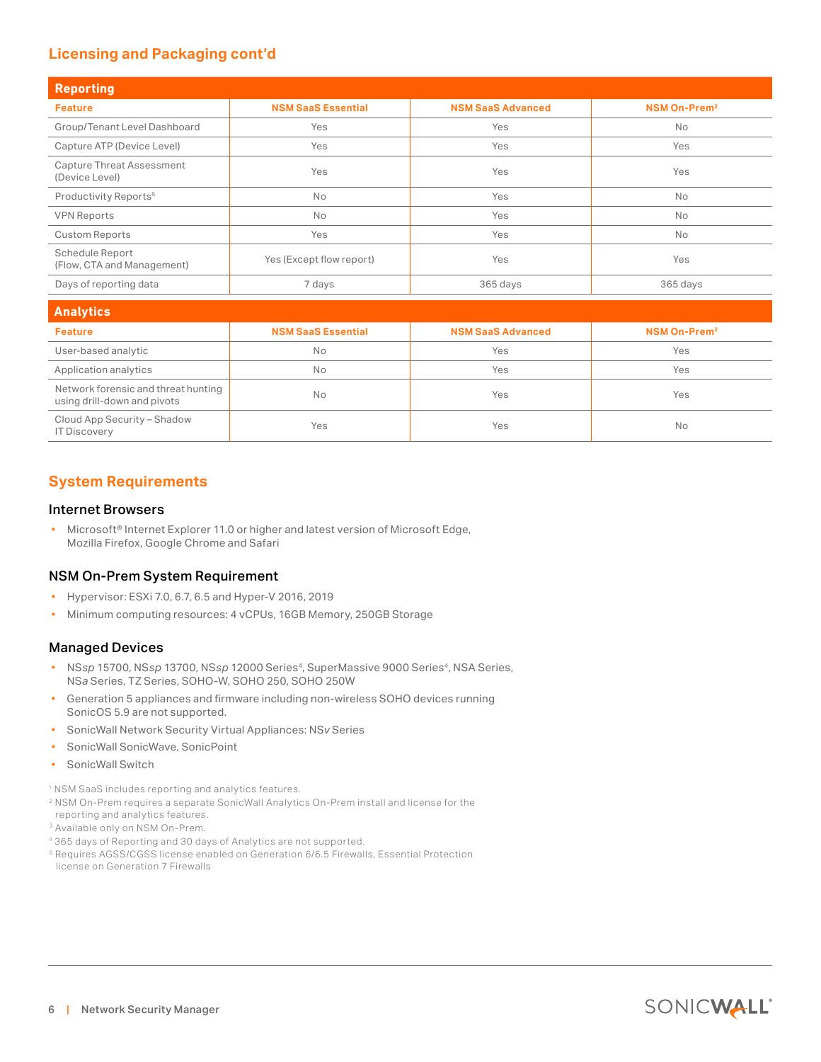## Licensing and Packaging cont'd

| Reporting | | | |
|---|---|---|---|
| **Feature** | **NSM SaaS Essential** | **NSM SaaS Advanced** | **NSM On-Prem[2]** |
| Group/Tenant Level Dashboard | Yes | Yes | No |
| Capture ATP (Device Level) | Yes | Yes | Yes |
| Capture Threat Assessment (Device Level) | Yes | Yes | Yes |
| Productivity Reports[5] | No | Yes | No |
| VPN Reports | No | Yes | No |
| Custom Reports | Yes | Yes | No |
| Schedule Report (Flow, CTA and Management) | Yes (Except flow report) | Yes | Yes |
| Days of reporting data | 7 days | 365 days | 365 days |

| Analytics | | | |
|---|---|---|---|
| **Feature** | **NSM SaaS Essential** | **NSM SaaS Advanced** | **NSM On-Prem[2]** |
| User-based analytic | No | Yes | Yes |
| Application analytics | No | Yes | Yes |
| Network forensic and threat hunting using drill-down and pivots | No | Yes | Yes |
| Cloud App Security – Shadow IT Discovery | Yes | Yes | No |

## System Requirements

### Internet Browsers

- Microsoft® Internet Explorer 11.0 or higher and latest version of Microsoft Edge, Mozilla Firefox, Google Chrome and Safari

### NSM On-Prem System Requirement

- Hypervisor: ESXi 7.0, 6.7, 6.5 and Hyper-V 2016, 2019
- Minimum computing resources: 4 vCPUs, 16GB Memory, 250GB Storage

### Managed Devices

- NS*sp* 15700, NS*sp* 13700, NS*sp* 12000 Series[4], SuperMassive 9000 Series[4], NSA Series, NS*a* Series, TZ Series, SOHO-W, SOHO 250, SOHO 250W
- Generation 5 appliances and firmware including non-wireless SOHO devices running SonicOS 5.9 are not supported.
- SonicWall Network Security Virtual Appliances: NS*v* Series
- SonicWall SonicWave, SonicPoint
- SonicWall Switch

[1] NSM SaaS includes reporting and analytics features.
[2] NSM On-Prem requires a separate SonicWall Analytics On-Prem install and license for the reporting and analytics features.
[3] Available only on NSM On-Prem.
[4] 365 days of Reporting and 30 days of Analytics are not supported.
[5] Requires AGSS/CGSS license enabled on Generation 6/6.5 Firewalls, Essential Protection license on Generation 7 Firewalls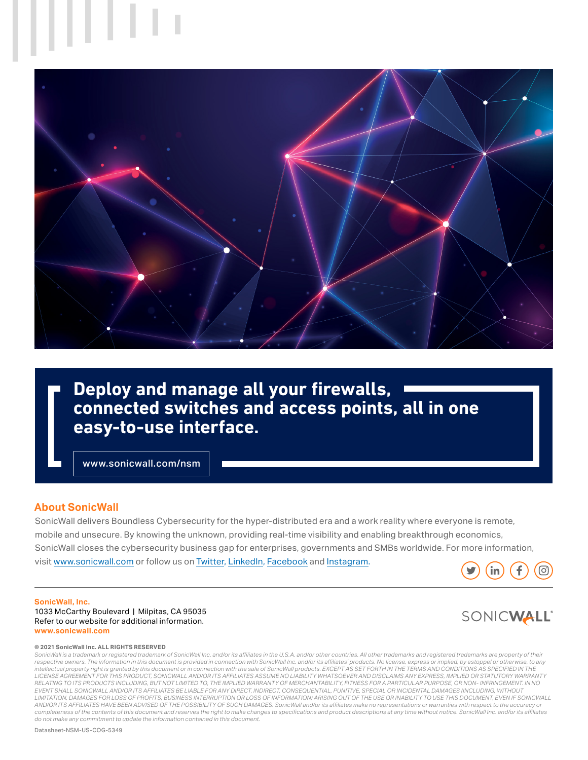**Deploy and manage all your firewalls, connected switches and access points, all in one easy-to-use interface.**

www.sonicwall.com/nsm

## About SonicWall

SonicWall delivers Boundless Cybersecurity for the hyper-distributed era and a work reality where everyone is remote, mobile and unsecure. By knowing the unknown, providing real-time visibility and enabling breakthrough economics, SonicWall closes the cybersecurity business gap for enterprises, governments and SMBs worldwide. For more information, visit www.sonicwall.com or follow us on Twitter, LinkedIn, Facebook and Instagram.

**SonicWall, Inc.**
1033 McCarthy Boulevard | Milpitas, CA 95035
Refer to our website for additional information.
**www.sonicwall.com**

**© 2021 SonicWall Inc. ALL RIGHTS RESERVED.**

*SonicWall is a trademark or registered trademark of SonicWall Inc. and/or its affiliates in the U.S.A. and/or other countries. All other trademarks and registered trademarks are property of their respective owners. The information in this document is provided in connection with SonicWall Inc. and/or its affiliates' products. No license, express or implied, by estoppel or otherwise, to any intellectual property right is granted by this document or in connection with the sale of SonicWall products. EXCEPT AS SET FORTH IN THE TERMS AND CONDITIONS AS SPECIFIED IN THE LICENSE AGREEMENT FOR THIS PRODUCT, SONICWALL AND/OR ITS AFFILIATES ASSUME NO LIABILITY WHATSOEVER AND DISCLAIMS ANY EXPRESS, IMPLIED OR STATUTORY WARRANTY RELATING TO ITS PRODUCTS INCLUDING, BUT NOT LIMITED TO, THE IMPLIED WARRANTY OF MERCHANTABILITY, FITNESS FOR A PARTICULAR PURPOSE, OR NON- INFRINGEMENT. IN NO EVENT SHALL SONICWALL AND/OR ITS AFFILIATES BE LIABLE FOR ANY DIRECT, INDIRECT, CONSEQUENTIAL, PUNITIVE, SPECIAL OR INCIDENTAL DAMAGES (INCLUDING, WITHOUT LIMITATION, DAMAGES FOR LOSS OF PROFITS, BUSINESS INTERRUPTION OR LOSS OF INFORMATION) ARISING OUT OF THE USE OR INABILITY TO USE THIS DOCUMENT, EVEN IF SONICWALL AND/OR ITS AFFILIATES HAVE BEEN ADVISED OF THE POSSIBILITY OF SUCH DAMAGES. SonicWall and/or its affiliates make no representations or warranties with respect to the accuracy or completeness of the contents of this document and reserves the right to make changes to specifications and product descriptions at any time without notice. SonicWall Inc. and/or its affiliates do not make any commitment to update the information contained in this document.*

Datasheet-NSM-US-COG-5349